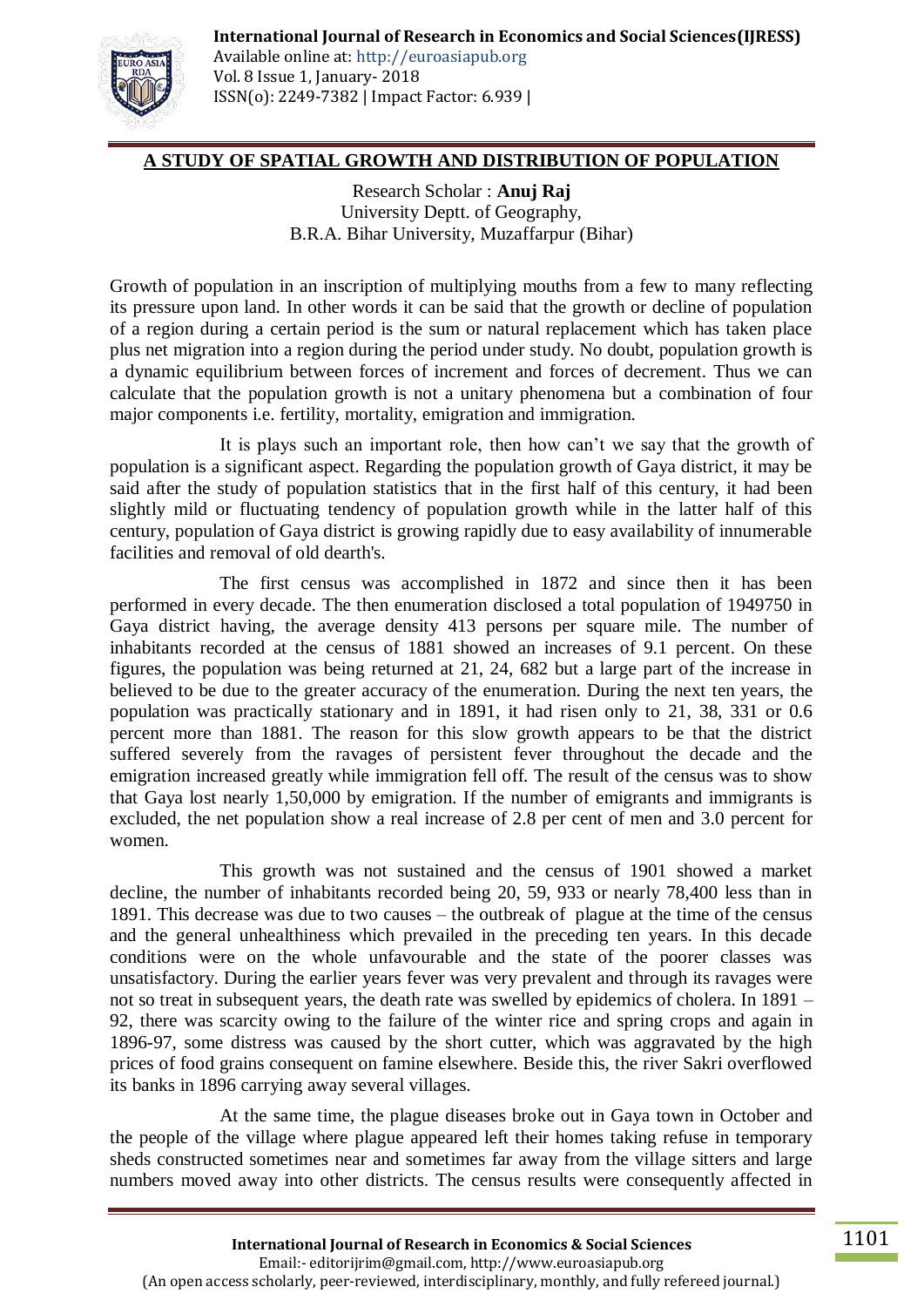## A STUDY OF SPATIAL GROWTH AND DISTRIBUTION OF POPULATION

Research Scholar : **Anuj Raj**
University Deptt. of Geography,
B.R.A. Bihar University, Muzaffarpur (Bihar)

Growth of population in an inscription of multiplying mouths from a few to many reflecting its pressure upon land. In other words it can be said that the growth or decline of population of a region during a certain period is the sum or natural replacement which has taken place plus net migration into a region during the period under study. No doubt, population growth is a dynamic equilibrium between forces of increment and forces of decrement. Thus we can calculate that the population growth is not a unitary phenomena but a combination of four major components i.e. fertility, mortality, emigration and immigration.

It is plays such an important role, then how can't we say that the growth of population is a significant aspect. Regarding the population growth of Gaya district, it may be said after the study of population statistics that in the first half of this century, it had been slightly mild or fluctuating tendency of population growth while in the latter half of this century, population of Gaya district is growing rapidly due to easy availability of innumerable facilities and removal of old dearth's.

The first census was accomplished in 1872 and since then it has been performed in every decade. The then enumeration disclosed a total population of 1949750 in Gaya district having, the average density 413 persons per square mile. The number of inhabitants recorded at the census of 1881 showed an increases of 9.1 percent. On these figures, the population was being returned at 21, 24, 682 but a large part of the increase in believed to be due to the greater accuracy of the enumeration. During the next ten years, the population was practically stationary and in 1891, it had risen only to 21, 38, 331 or 0.6 percent more than 1881. The reason for this slow growth appears to be that the district suffered severely from the ravages of persistent fever throughout the decade and the emigration increased greatly while immigration fell off. The result of the census was to show that Gaya lost nearly 1,50,000 by emigration. If the number of emigrants and immigrants is excluded, the net population show a real increase of 2.8 per cent of men and 3.0 percent for women.

This growth was not sustained and the census of 1901 showed a market decline, the number of inhabitants recorded being 20, 59, 933 or nearly 78,400 less than in 1891. This decrease was due to two causes – the outbreak of plague at the time of the census and the general unhealthiness which prevailed in the preceding ten years. In this decade conditions were on the whole unfavourable and the state of the poorer classes was unsatisfactory. During the earlier years fever was very prevalent and through its ravages were not so treat in subsequent years, the death rate was swelled by epidemics of cholera. In 1891 – 92, there was scarcity owing to the failure of the winter rice and spring crops and again in 1896-97, some distress was caused by the short cutter, which was aggravated by the high prices of food grains consequent on famine elsewhere. Beside this, the river Sakri overflowed its banks in 1896 carrying away several villages.

At the same time, the plague diseases broke out in Gaya town in October and the people of the village where plague appeared left their homes taking refuse in temporary sheds constructed sometimes near and sometimes far away from the village sitters and large numbers moved away into other districts. The census results were consequently affected in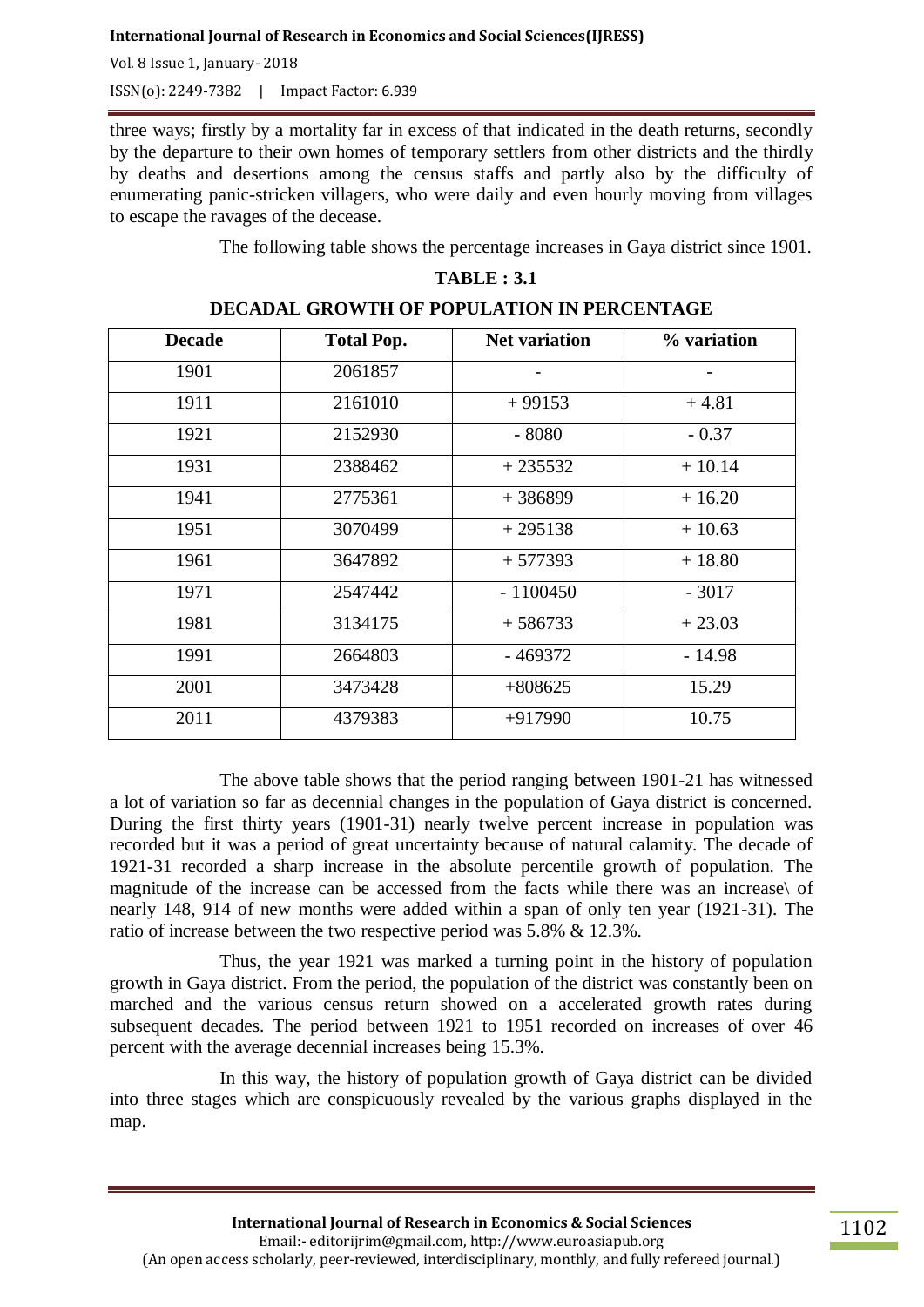three ways; firstly by a mortality far in excess of that indicated in the death returns, secondly by the departure to their own homes of temporary settlers from other districts and the thirdly by deaths and desertions among the census staffs and partly also by the difficulty of enumerating panic-stricken villagers, who were daily and even hourly moving from villages to escape the ravages of the decease.

The following table shows the percentage increases in Gaya district since 1901.

**TABLE : 3.1**

**DECADAL GROWTH OF POPULATION IN PERCENTAGE**

| Decade | Total Pop. | Net variation | % variation |
|---|---|---|---|
| 1901 | 2061857 | - | - |
| 1911 | 2161010 | + 99153 | + 4.81 |
| 1921 | 2152930 | - 8080 | - 0.37 |
| 1931 | 2388462 | + 235532 | + 10.14 |
| 1941 | 2775361 | + 386899 | + 16.20 |
| 1951 | 3070499 | + 295138 | + 10.63 |
| 1961 | 3647892 | + 577393 | + 18.80 |
| 1971 | 2547442 | - 1100450 | - 3017 |
| 1981 | 3134175 | + 586733 | + 23.03 |
| 1991 | 2664803 | - 469372 | - 14.98 |
| 2001 | 3473428 | +808625 | 15.29 |
| 2011 | 4379383 | +917990 | 10.75 |

The above table shows that the period ranging between 1901-21 has witnessed a lot of variation so far as decennial changes in the population of Gaya district is concerned. During the first thirty years (1901-31) nearly twelve percent increase in population was recorded but it was a period of great uncertainty because of natural calamity. The decade of 1921-31 recorded a sharp increase in the absolute percentile growth of population. The magnitude of the increase can be accessed from the facts while there was an increase\ of nearly 148, 914 of new months were added within a span of only ten year (1921-31). The ratio of increase between the two respective period was 5.8% & 12.3%.

Thus, the year 1921 was marked a turning point in the history of population growth in Gaya district. From the period, the population of the district was constantly been on marched and the various census return showed on a accelerated growth rates during subsequent decades. The period between 1921 to 1951 recorded on increases of over 46 percent with the average decennial increases being 15.3%.

In this way, the history of population growth of Gaya district can be divided into three stages which are conspicuously revealed by the various graphs displayed in the map.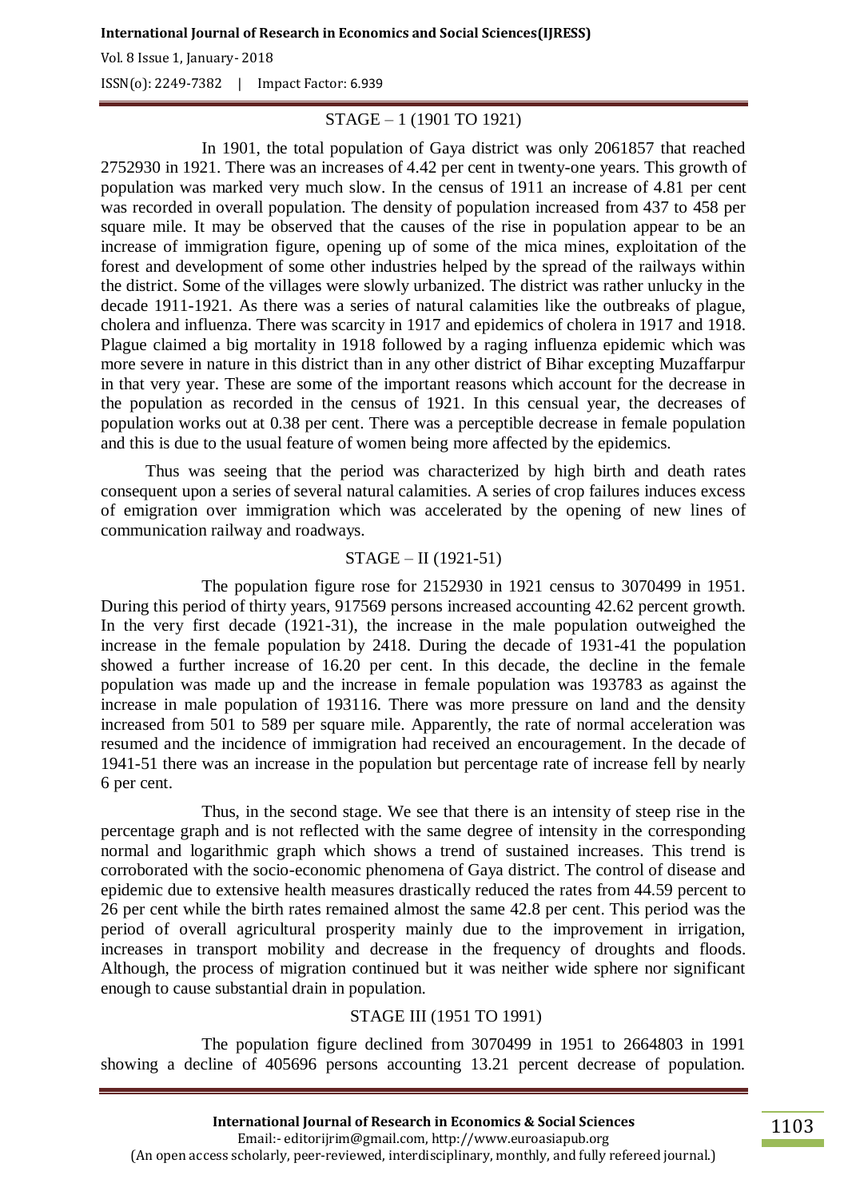## STAGE – 1 (1901 TO 1921)

In 1901, the total population of Gaya district was only 2061857 that reached 2752930 in 1921. There was an increases of 4.42 per cent in twenty-one years. This growth of population was marked very much slow. In the census of 1911 an increase of 4.81 per cent was recorded in overall population. The density of population increased from 437 to 458 per square mile. It may be observed that the causes of the rise in population appear to be an increase of immigration figure, opening up of some of the mica mines, exploitation of the forest and development of some other industries helped by the spread of the railways within the district. Some of the villages were slowly urbanized. The district was rather unlucky in the decade 1911-1921. As there was a series of natural calamities like the outbreaks of plague, cholera and influenza. There was scarcity in 1917 and epidemics of cholera in 1917 and 1918. Plague claimed a big mortality in 1918 followed by a raging influenza epidemic which was more severe in nature in this district than in any other district of Bihar excepting Muzaffarpur in that very year. These are some of the important reasons which account for the decrease in the population as recorded in the census of 1921. In this censual year, the decreases of population works out at 0.38 per cent. There was a perceptible decrease in female population and this is due to the usual feature of women being more affected by the epidemics.

Thus was seeing that the period was characterized by high birth and death rates consequent upon a series of several natural calamities. A series of crop failures induces excess of emigration over immigration which was accelerated by the opening of new lines of communication railway and roadways.

## STAGE – II (1921-51)

The population figure rose for 2152930 in 1921 census to 3070499 in 1951. During this period of thirty years, 917569 persons increased accounting 42.62 percent growth. In the very first decade (1921-31), the increase in the male population outweighed the increase in the female population by 2418. During the decade of 1931-41 the population showed a further increase of 16.20 per cent. In this decade, the decline in the female population was made up and the increase in female population was 193783 as against the increase in male population of 193116. There was more pressure on land and the density increased from 501 to 589 per square mile. Apparently, the rate of normal acceleration was resumed and the incidence of immigration had received an encouragement. In the decade of 1941-51 there was an increase in the population but percentage rate of increase fell by nearly 6 per cent.

Thus, in the second stage. We see that there is an intensity of steep rise in the percentage graph and is not reflected with the same degree of intensity in the corresponding normal and logarithmic graph which shows a trend of sustained increases. This trend is corroborated with the socio-economic phenomena of Gaya district. The control of disease and epidemic due to extensive health measures drastically reduced the rates from 44.59 percent to 26 per cent while the birth rates remained almost the same 42.8 per cent. This period was the period of overall agricultural prosperity mainly due to the improvement in irrigation, increases in transport mobility and decrease in the frequency of droughts and floods. Although, the process of migration continued but it was neither wide sphere nor significant enough to cause substantial drain in population.

## STAGE III (1951 TO 1991)

The population figure declined from 3070499 in 1951 to 2664803 in 1991 showing a decline of 405696 persons accounting 13.21 percent decrease of population.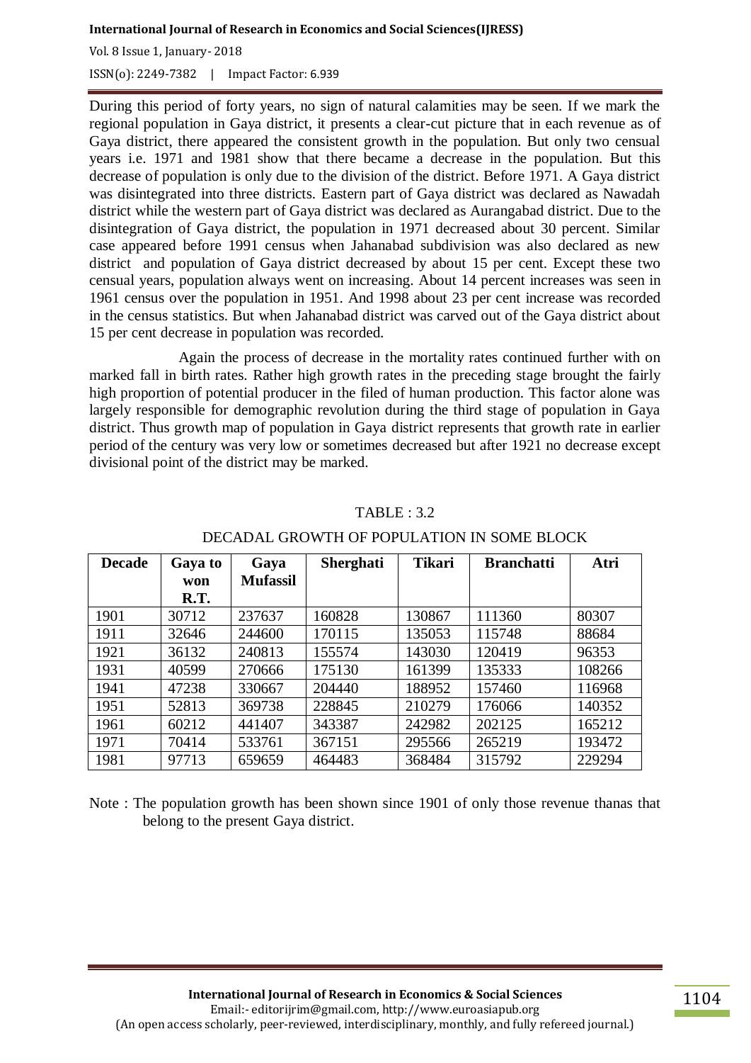During this period of forty years, no sign of natural calamities may be seen. If we mark the regional population in Gaya district, it presents a clear-cut picture that in each revenue as of Gaya district, there appeared the consistent growth in the population. But only two censual years i.e. 1971 and 1981 show that there became a decrease in the population. But this decrease of population is only due to the division of the district. Before 1971. A Gaya district was disintegrated into three districts. Eastern part of Gaya district was declared as Nawadah district while the western part of Gaya district was declared as Aurangabad district. Due to the disintegration of Gaya district, the population in 1971 decreased about 30 percent. Similar case appeared before 1991 census when Jahanabad subdivision was also declared as new district and population of Gaya district decreased by about 15 per cent. Except these two censual years, population always went on increasing. About 14 percent increases was seen in 1961 census over the population in 1951. And 1998 about 23 per cent increase was recorded in the census statistics. But when Jahanabad district was carved out of the Gaya district about 15 per cent decrease in population was recorded.

Again the process of decrease in the mortality rates continued further with on marked fall in birth rates. Rather high growth rates in the preceding stage brought the fairly high proportion of potential producer in the filed of human production. This factor alone was largely responsible for demographic revolution during the third stage of population in Gaya district. Thus growth map of population in Gaya district represents that growth rate in earlier period of the century was very low or sometimes decreased but after 1921 no decrease except divisional point of the district may be marked.

TABLE : 3.2

DECADAL GROWTH OF POPULATION IN SOME BLOCK

| Decade | Gaya to won R.T. | Gaya Mufassil | Sherghati | Tikari | Branchatti | Atri |
|---|---|---|---|---|---|---|
| 1901 | 30712 | 237637 | 160828 | 130867 | 111360 | 80307 |
| 1911 | 32646 | 244600 | 170115 | 135053 | 115748 | 88684 |
| 1921 | 36132 | 240813 | 155574 | 143030 | 120419 | 96353 |
| 1931 | 40599 | 270666 | 175130 | 161399 | 135333 | 108266 |
| 1941 | 47238 | 330667 | 204440 | 188952 | 157460 | 116968 |
| 1951 | 52813 | 369738 | 228845 | 210279 | 176066 | 140352 |
| 1961 | 60212 | 441407 | 343387 | 242982 | 202125 | 165212 |
| 1971 | 70414 | 533761 | 367151 | 295566 | 265219 | 193472 |
| 1981 | 97713 | 659659 | 464483 | 368484 | 315792 | 229294 |

Note : The population growth has been shown since 1901 of only those revenue thanas that belong to the present Gaya district.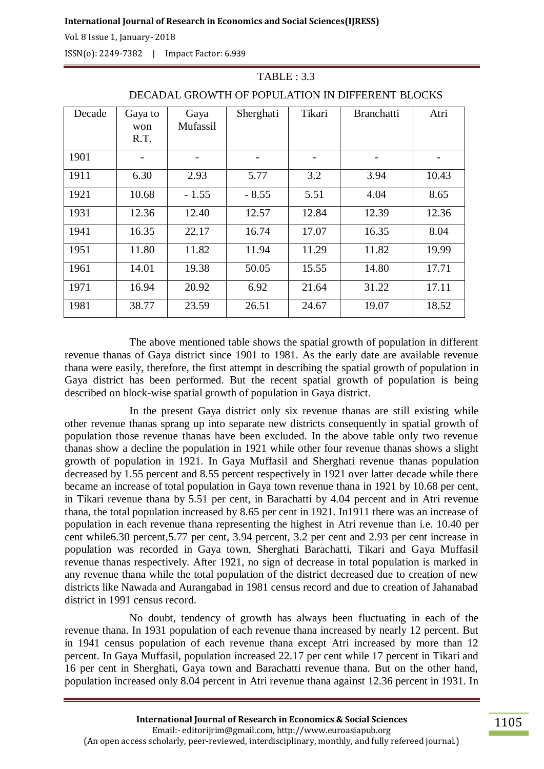TABLE : 3.3

DECADAL GROWTH OF POPULATION IN DIFFERENT BLOCKS

| Decade | Gaya to won R.T. | Gaya Mufassil | Sherghati | Tikari | Branchatti | Atri |
|---|---|---|---|---|---|---|
| 1901 | - | - | - | - | - | - |
| 1911 | 6.30 | 2.93 | 5.77 | 3.2 | 3.94 | 10.43 |
| 1921 | 10.68 | - 1.55 | - 8.55 | 5.51 | 4.04 | 8.65 |
| 1931 | 12.36 | 12.40 | 12.57 | 12.84 | 12.39 | 12.36 |
| 1941 | 16.35 | 22.17 | 16.74 | 17.07 | 16.35 | 8.04 |
| 1951 | 11.80 | 11.82 | 11.94 | 11.29 | 11.82 | 19.99 |
| 1961 | 14.01 | 19.38 | 50.05 | 15.55 | 14.80 | 17.71 |
| 1971 | 16.94 | 20.92 | 6.92 | 21.64 | 31.22 | 17.11 |
| 1981 | 38.77 | 23.59 | 26.51 | 24.67 | 19.07 | 18.52 |

The above mentioned table shows the spatial growth of population in different revenue thanas of Gaya district since 1901 to 1981. As the early date are available revenue thana were easily, therefore, the first attempt in describing the spatial growth of population in Gaya district has been performed. But the recent spatial growth of population is being described on block-wise spatial growth of population in Gaya district.

In the present Gaya district only six revenue thanas are still existing while other revenue thanas sprang up into separate new districts consequently in spatial growth of population those revenue thanas have been excluded. In the above table only two revenue thanas show a decline the population in 1921 while other four revenue thanas shows a slight growth of population in 1921. In Gaya Muffasil and Sherghati revenue thanas population decreased by 1.55 percent and 8.55 percent respectively in 1921 over latter decade while there became an increase of total population in Gaya town revenue thana in 1921 by 10.68 per cent, in Tikari revenue thana by 5.51 per cent, in Barachatti by 4.04 percent and in Atri revenue thana, the total population increased by 8.65 per cent in 1921. In1911 there was an increase of population in each revenue thana representing the highest in Atri revenue than i.e. 10.40 per cent while6.30 percent,5.77 per cent, 3.94 percent, 3.2 per cent and 2.93 per cent increase in population was recorded in Gaya town, Sherghati Barachatti, Tikari and Gaya Muffasil revenue thanas respectively. After 1921, no sign of decrease in total population is marked in any revenue thana while the total population of the district decreased due to creation of new districts like Nawada and Aurangabad in 1981 census record and due to creation of Jahanabad district in 1991 census record.

No doubt, tendency of growth has always been fluctuating in each of the revenue thana. In 1931 population of each revenue thana increased by nearly 12 percent. But in 1941 census population of each revenue thana except Atri increased by more than 12 percent. In Gaya Muffasil, population increased 22.17 per cent while 17 percent in Tikari and 16 per cent in Sherghati, Gaya town and Barachatti revenue thana. But on the other hand, population increased only 8.04 percent in Atri revenue thana against 12.36 percent in 1931. In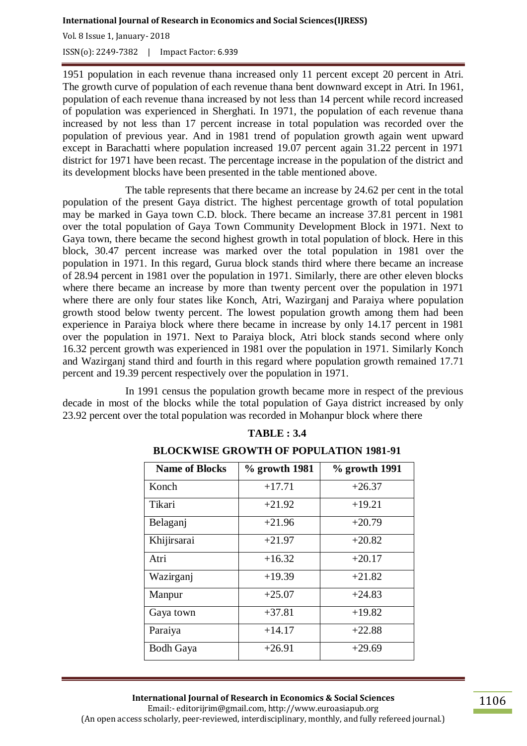1951 population in each revenue thana increased only 11 percent except 20 percent in Atri. The growth curve of population of each revenue thana bent downward except in Atri. In 1961, population of each revenue thana increased by not less than 14 percent while record increased of population was experienced in Sherghati. In 1971, the population of each revenue thana increased by not less than 17 percent increase in total population was recorded over the population of previous year. And in 1981 trend of population growth again went upward except in Barachatti where population increased 19.07 percent again 31.22 percent in 1971 district for 1971 have been recast. The percentage increase in the population of the district and its development blocks have been presented in the table mentioned above.

The table represents that there became an increase by 24.62 per cent in the total population of the present Gaya district. The highest percentage growth of total population may be marked in Gaya town C.D. block. There became an increase 37.81 percent in 1981 over the total population of Gaya Town Community Development Block in 1971. Next to Gaya town, there became the second highest growth in total population of block. Here in this block, 30.47 percent increase was marked over the total population in 1981 over the population in 1971. In this regard, Gurua block stands third where there became an increase of 28.94 percent in 1981 over the population in 1971. Similarly, there are other eleven blocks where there became an increase by more than twenty percent over the population in 1971 where there are only four states like Konch, Atri, Wazirganj and Paraiya where population growth stood below twenty percent. The lowest population growth among them had been experience in Paraiya block where there became in increase by only 14.17 percent in 1981 over the population in 1971. Next to Paraiya block, Atri block stands second where only 16.32 percent growth was experienced in 1981 over the population in 1971. Similarly Konch and Wazirganj stand third and fourth in this regard where population growth remained 17.71 percent and 19.39 percent respectively over the population in 1971.

In 1991 census the population growth became more in respect of the previous decade in most of the blocks while the total population of Gaya district increased by only 23.92 percent over the total population was recorded in Mohanpur block where there

**TABLE : 3.4**

**BLOCKWISE GROWTH OF POPULATION 1981-91**

| Name of Blocks | % growth 1981 | % growth 1991 |
|---|---|---|
| Konch | +17.71 | +26.37 |
| Tikari | +21.92 | +19.21 |
| Belaganj | +21.96 | +20.79 |
| Khijirsarai | +21.97 | +20.82 |
| Atri | +16.32 | +20.17 |
| Wazirganj | +19.39 | +21.82 |
| Manpur | +25.07 | +24.83 |
| Gaya town | +37.81 | +19.82 |
| Paraiya | +14.17 | +22.88 |
| Bodh Gaya | +26.91 | +29.69 |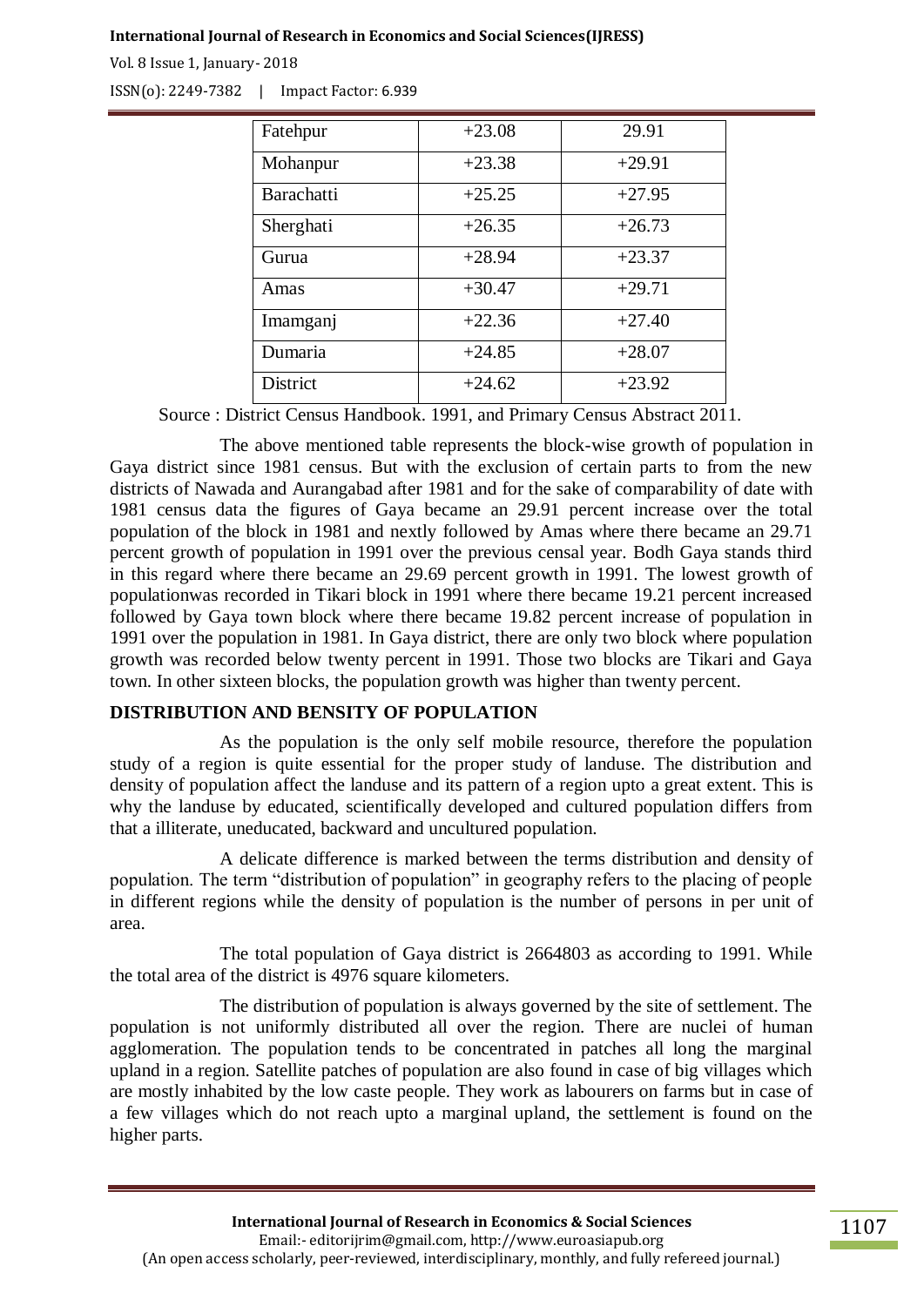| Fatehpur | +23.08 | 29.91 |
|---|---|---|
| Mohanpur | +23.38 | +29.91 |
| Barachatti | +25.25 | +27.95 |
| Sherghati | +26.35 | +26.73 |
| Gurua | +28.94 | +23.37 |
| Amas | +30.47 | +29.71 |
| Imamganj | +22.36 | +27.40 |
| Dumaria | +24.85 | +28.07 |
| District | +24.62 | +23.92 |

Source : District Census Handbook. 1991, and Primary Census Abstract 2011.

The above mentioned table represents the block-wise growth of population in Gaya district since 1981 census. But with the exclusion of certain parts to from the new districts of Nawada and Aurangabad after 1981 and for the sake of comparability of date with 1981 census data the figures of Gaya became an 29.91 percent increase over the total population of the block in 1981 and nextly followed by Amas where there became an 29.71 percent growth of population in 1991 over the previous censal year. Bodh Gaya stands third in this regard where there became an 29.69 percent growth in 1991. The lowest growth of populationwas recorded in Tikari block in 1991 where there became 19.21 percent increased followed by Gaya town block where there became 19.82 percent increase of population in 1991 over the population in 1981. In Gaya district, there are only two block where population growth was recorded below twenty percent in 1991. Those two blocks are Tikari and Gaya town. In other sixteen blocks, the population growth was higher than twenty percent.

## DISTRIBUTION AND BENSITY OF POPULATION

As the population is the only self mobile resource, therefore the population study of a region is quite essential for the proper study of landuse. The distribution and density of population affect the landuse and its pattern of a region upto a great extent. This is why the landuse by educated, scientifically developed and cultured population differs from that a illiterate, uneducated, backward and uncultured population.

A delicate difference is marked between the terms distribution and density of population. The term "distribution of population" in geography refers to the placing of people in different regions while the density of population is the number of persons in per unit of area.

The total population of Gaya district is 2664803 as according to 1991. While the total area of the district is 4976 square kilometers.

The distribution of population is always governed by the site of settlement. The population is not uniformly distributed all over the region. There are nuclei of human agglomeration. The population tends to be concentrated in patches all long the marginal upland in a region. Satellite patches of population are also found in case of big villages which are mostly inhabited by the low caste people. They work as labourers on farms but in case of a few villages which do not reach upto a marginal upland, the settlement is found on the higher parts.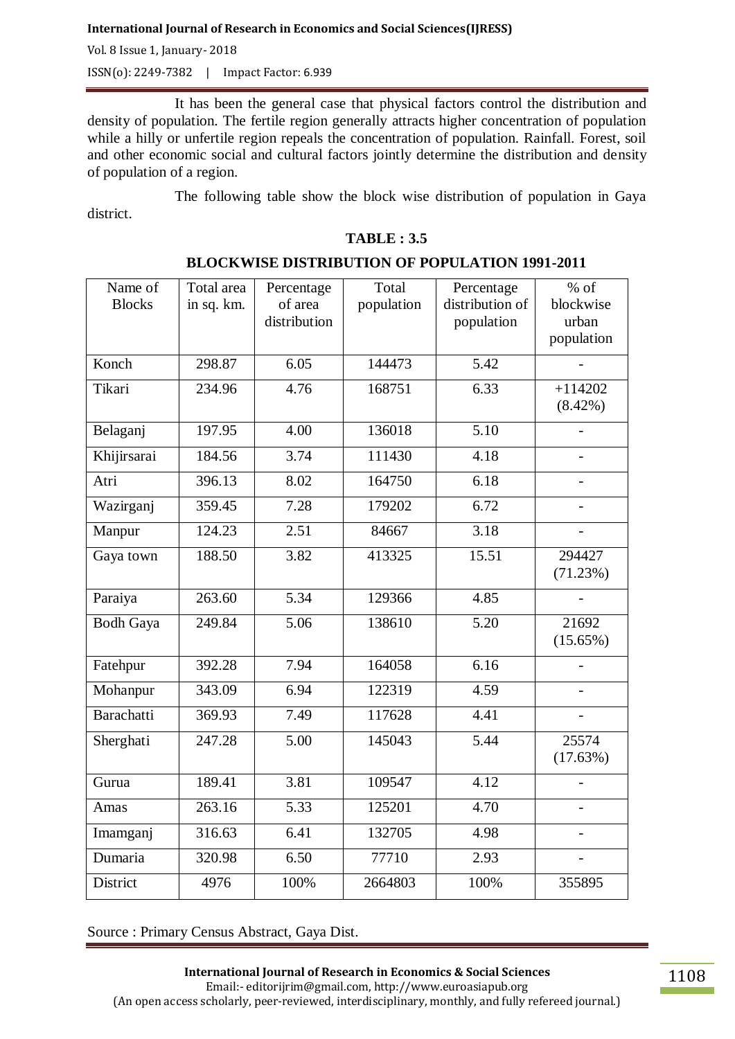It has been the general case that physical factors control the distribution and density of population. The fertile region generally attracts higher concentration of population while a hilly or unfertile region repeals the concentration of population. Rainfall. Forest, soil and other economic social and cultural factors jointly determine the distribution and density of population of a region.

The following table show the block wise distribution of population in Gaya district.

**TABLE : 3.5**

**BLOCKWISE DISTRIBUTION OF POPULATION 1991-2011**

| Name of Blocks | Total area in sq. km. | Percentage of area distribution | Total population | Percentage distribution of population | % of blockwise urban population |
|---|---|---|---|---|---|
| Konch | 298.87 | 6.05 | 144473 | 5.42 | - |
| Tikari | 234.96 | 4.76 | 168751 | 6.33 | +114202 (8.42%) |
| Belaganj | 197.95 | 4.00 | 136018 | 5.10 | - |
| Khijirsarai | 184.56 | 3.74 | 111430 | 4.18 | - |
| Atri | 396.13 | 8.02 | 164750 | 6.18 | - |
| Wazirganj | 359.45 | 7.28 | 179202 | 6.72 | - |
| Manpur | 124.23 | 2.51 | 84667 | 3.18 | - |
| Gaya town | 188.50 | 3.82 | 413325 | 15.51 | 294427 (71.23%) |
| Paraiya | 263.60 | 5.34 | 129366 | 4.85 | - |
| Bodh Gaya | 249.84 | 5.06 | 138610 | 5.20 | 21692 (15.65%) |
| Fatehpur | 392.28 | 7.94 | 164058 | 6.16 | - |
| Mohanpur | 343.09 | 6.94 | 122319 | 4.59 | - |
| Barachatti | 369.93 | 7.49 | 117628 | 4.41 | - |
| Sherghati | 247.28 | 5.00 | 145043 | 5.44 | 25574 (17.63%) |
| Gurua | 189.41 | 3.81 | 109547 | 4.12 | - |
| Amas | 263.16 | 5.33 | 125201 | 4.70 | - |
| Imamganj | 316.63 | 6.41 | 132705 | 4.98 | - |
| Dumaria | 320.98 | 6.50 | 77710 | 2.93 | - |
| District | 4976 | 100% | 2664803 | 100% | 355895 |

Source : Primary Census Abstract, Gaya Dist.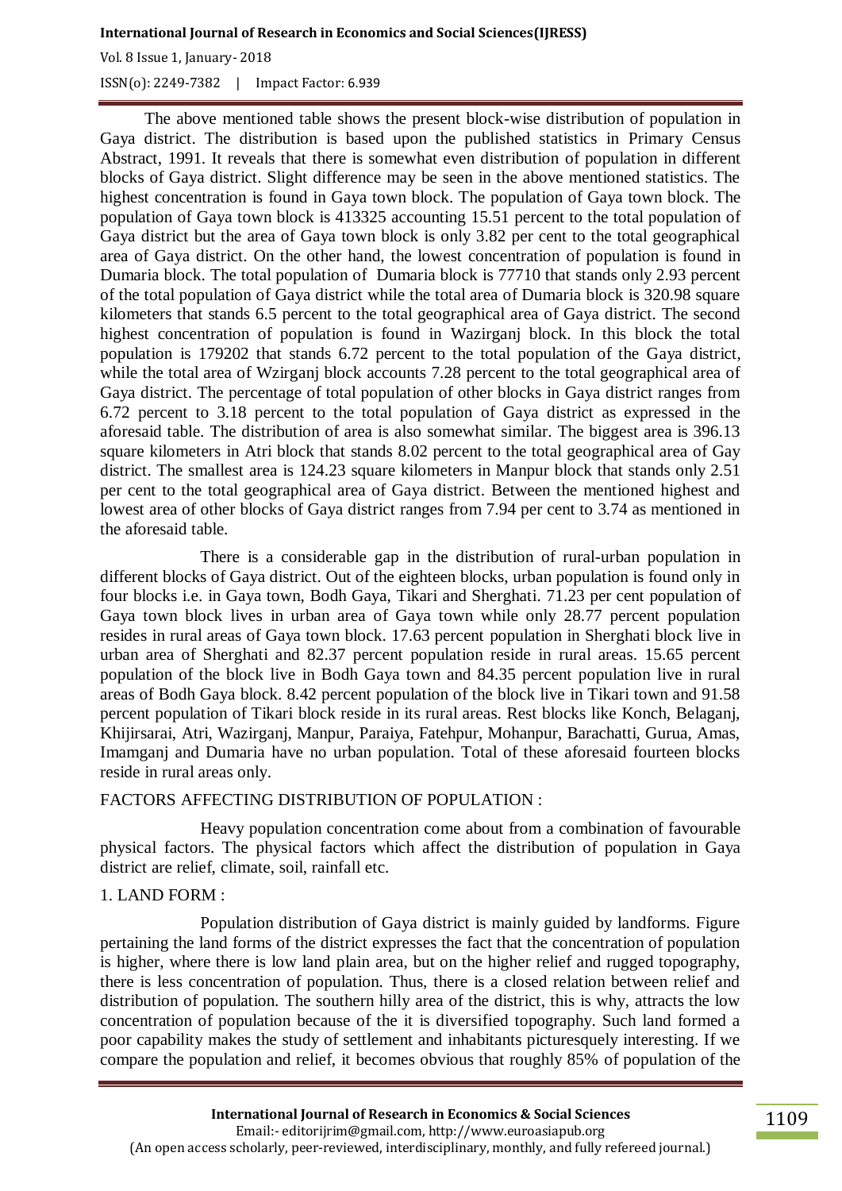The above mentioned table shows the present block-wise distribution of population in Gaya district. The distribution is based upon the published statistics in Primary Census Abstract, 1991. It reveals that there is somewhat even distribution of population in different blocks of Gaya district. Slight difference may be seen in the above mentioned statistics. The highest concentration is found in Gaya town block. The population of Gaya town block. The population of Gaya town block is 413325 accounting 15.51 percent to the total population of Gaya district but the area of Gaya town block is only 3.82 per cent to the total geographical area of Gaya district. On the other hand, the lowest concentration of population is found in Dumaria block. The total population of Dumaria block is 77710 that stands only 2.93 percent of the total population of Gaya district while the total area of Dumaria block is 320.98 square kilometers that stands 6.5 percent to the total geographical area of Gaya district. The second highest concentration of population is found in Wazirganj block. In this block the total population is 179202 that stands 6.72 percent to the total population of the Gaya district, while the total area of Wzirganj block accounts 7.28 percent to the total geographical area of Gaya district. The percentage of total population of other blocks in Gaya district ranges from 6.72 percent to 3.18 percent to the total population of Gaya district as expressed in the aforesaid table. The distribution of area is also somewhat similar. The biggest area is 396.13 square kilometers in Atri block that stands 8.02 percent to the total geographical area of Gay district. The smallest area is 124.23 square kilometers in Manpur block that stands only 2.51 per cent to the total geographical area of Gaya district. Between the mentioned highest and lowest area of other blocks of Gaya district ranges from 7.94 per cent to 3.74 as mentioned in the aforesaid table.

There is a considerable gap in the distribution of rural-urban population in different blocks of Gaya district. Out of the eighteen blocks, urban population is found only in four blocks i.e. in Gaya town, Bodh Gaya, Tikari and Sherghati. 71.23 per cent population of Gaya town block lives in urban area of Gaya town while only 28.77 percent population resides in rural areas of Gaya town block. 17.63 percent population in Sherghati block live in urban area of Sherghati and 82.37 percent population reside in rural areas. 15.65 percent population of the block live in Bodh Gaya town and 84.35 percent population live in rural areas of Bodh Gaya block. 8.42 percent population of the block live in Tikari town and 91.58 percent population of Tikari block reside in its rural areas. Rest blocks like Konch, Belaganj, Khijirsarai, Atri, Wazirganj, Manpur, Paraiya, Fatehpur, Mohanpur, Barachatti, Gurua, Amas, Imamganj and Dumaria have no urban population. Total of these aforesaid fourteen blocks reside in rural areas only.

FACTORS AFFECTING DISTRIBUTION OF POPULATION :

Heavy population concentration come about from a combination of favourable physical factors. The physical factors which affect the distribution of population in Gaya district are relief, climate, soil, rainfall etc.

1. LAND FORM :

Population distribution of Gaya district is mainly guided by landforms. Figure pertaining the land forms of the district expresses the fact that the concentration of population is higher, where there is low land plain area, but on the higher relief and rugged topography, there is less concentration of population. Thus, there is a closed relation between relief and distribution of population. The southern hilly area of the district, this is why, attracts the low concentration of population because of the it is diversified topography. Such land formed a poor capability makes the study of settlement and inhabitants picturesquely interesting. If we compare the population and relief, it becomes obvious that roughly 85% of population of the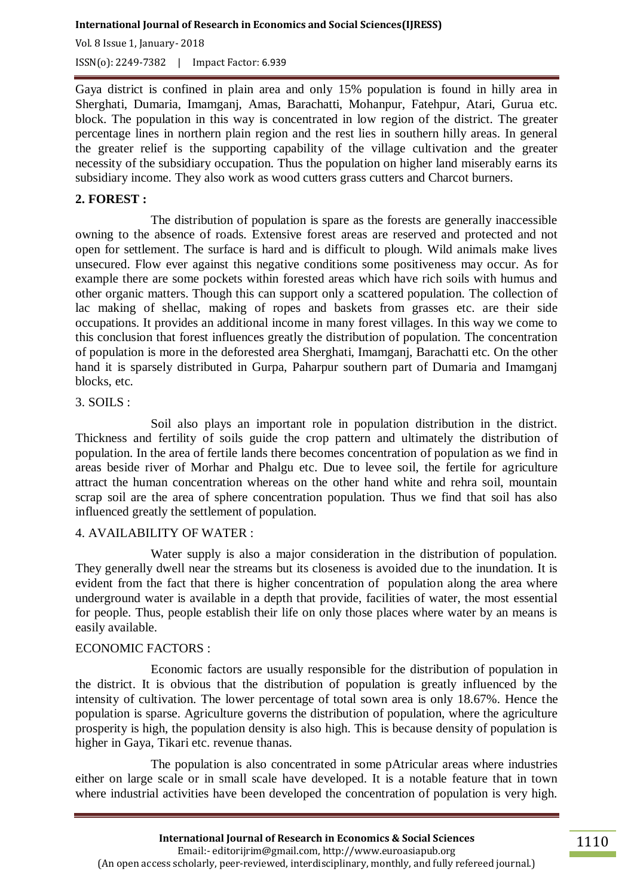Gaya district is confined in plain area and only 15% population is found in hilly area in Sherghati, Dumaria, Imamganj, Amas, Barachatti, Mohanpur, Fatehpur, Atari, Gurua etc. block. The population in this way is concentrated in low region of the district. The greater percentage lines in northern plain region and the rest lies in southern hilly areas. In general the greater relief is the supporting capability of the village cultivation and the greater necessity of the subsidiary occupation. Thus the population on higher land miserably earns its subsidiary income. They also work as wood cutters grass cutters and Charcot burners.

**2. FOREST :**

The distribution of population is spare as the forests are generally inaccessible owning to the absence of roads. Extensive forest areas are reserved and protected and not open for settlement. The surface is hard and is difficult to plough. Wild animals make lives unsecured. Flow ever against this negative conditions some positiveness may occur. As for example there are some pockets within forested areas which have rich soils with humus and other organic matters. Though this can support only a scattered population. The collection of lac making of shellac, making of ropes and baskets from grasses etc. are their side occupations. It provides an additional income in many forest villages. In this way we come to this conclusion that forest influences greatly the distribution of population. The concentration of population is more in the deforested area Sherghati, Imamganj, Barachatti etc. On the other hand it is sparsely distributed in Gurpa, Paharpur southern part of Dumaria and Imamganj blocks, etc.

3. SOILS :

Soil also plays an important role in population distribution in the district. Thickness and fertility of soils guide the crop pattern and ultimately the distribution of population. In the area of fertile lands there becomes concentration of population as we find in areas beside river of Morhar and Phalgu etc. Due to levee soil, the fertile for agriculture attract the human concentration whereas on the other hand white and rehra soil, mountain scrap soil are the area of sphere concentration population. Thus we find that soil has also influenced greatly the settlement of population.

4. AVAILABILITY OF WATER :

Water supply is also a major consideration in the distribution of population. They generally dwell near the streams but its closeness is avoided due to the inundation. It is evident from the fact that there is higher concentration of population along the area where underground water is available in a depth that provide, facilities of water, the most essential for people. Thus, people establish their life on only those places where water by an means is easily available.

ECONOMIC FACTORS :

Economic factors are usually responsible for the distribution of population in the district. It is obvious that the distribution of population is greatly influenced by the intensity of cultivation. The lower percentage of total sown area is only 18.67%. Hence the population is sparse. Agriculture governs the distribution of population, where the agriculture prosperity is high, the population density is also high. This is because density of population is higher in Gaya, Tikari etc. revenue thanas.

The population is also concentrated in some pAtricular areas where industries either on large scale or in small scale have developed. It is a notable feature that in town where industrial activities have been developed the concentration of population is very high.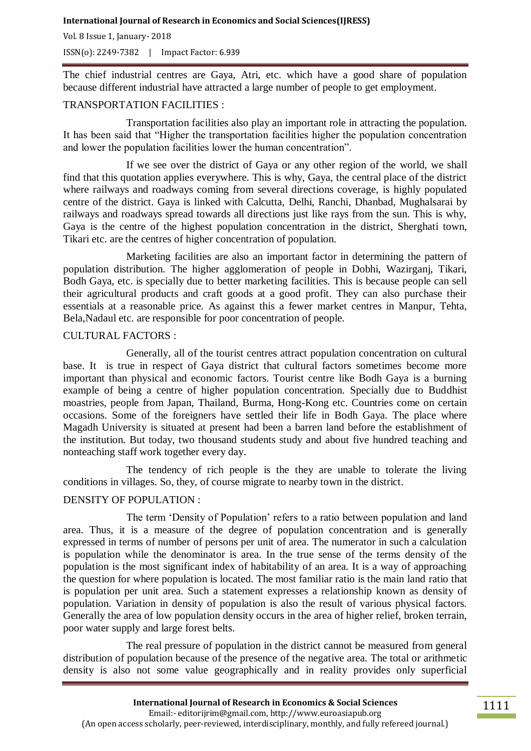The chief industrial centres are Gaya, Atri, etc. which have a good share of population because different industrial have attracted a large number of people to get employment.

TRANSPORTATION FACILITIES :

Transportation facilities also play an important role in attracting the population. It has been said that "Higher the transportation facilities higher the population concentration and lower the population facilities lower the human concentration".

If we see over the district of Gaya or any other region of the world, we shall find that this quotation applies everywhere. This is why, Gaya, the central place of the district where railways and roadways coming from several directions coverage, is highly populated centre of the district. Gaya is linked with Calcutta, Delhi, Ranchi, Dhanbad, Mughalsarai by railways and roadways spread towards all directions just like rays from the sun. This is why, Gaya is the centre of the highest population concentration in the district, Sherghati town, Tikari etc. are the centres of higher concentration of population.

Marketing facilities are also an important factor in determining the pattern of population distribution. The higher agglomeration of people in Dobhi, Wazirganj, Tikari, Bodh Gaya, etc. is specially due to better marketing facilities. This is because people can sell their agricultural products and craft goods at a good profit. They can also purchase their essentials at a reasonable price. As against this a fewer market centres in Manpur, Tehta, Bela,Nadaul etc. are responsible for poor concentration of people.

CULTURAL FACTORS :

Generally, all of the tourist centres attract population concentration on cultural base. It is true in respect of Gaya district that cultural factors sometimes become more important than physical and economic factors. Tourist centre like Bodh Gaya is a burning example of being a centre of higher population concentration. Specially due to Buddhist moastries, people from Japan, Thailand, Burma, Hong-Kong etc. Countries come on certain occasions. Some of the foreigners have settled their life in Bodh Gaya. The place where Magadh University is situated at present had been a barren land before the establishment of the institution. But today, two thousand students study and about five hundred teaching and nonteaching staff work together every day.

The tendency of rich people is the they are unable to tolerate the living conditions in villages. So, they, of course migrate to nearby town in the district.

DENSITY OF POPULATION :

The term 'Density of Population' refers to a ratio between population and land area. Thus, it is a measure of the degree of population concentration and is generally expressed in terms of number of persons per unit of area. The numerator in such a calculation is population while the denominator is area. In the true sense of the terms density of the population is the most significant index of habitability of an area. It is a way of approaching the question for where population is located. The most familiar ratio is the main land ratio that is population per unit area. Such a statement expresses a relationship known as density of population. Variation in density of population is also the result of various physical factors. Generally the area of low population density occurs in the area of higher relief, broken terrain, poor water supply and large forest belts.

The real pressure of population in the district cannot be measured from general distribution of population because of the presence of the negative area. The total or arithmetic density is also not some value geographically and in reality provides only superficial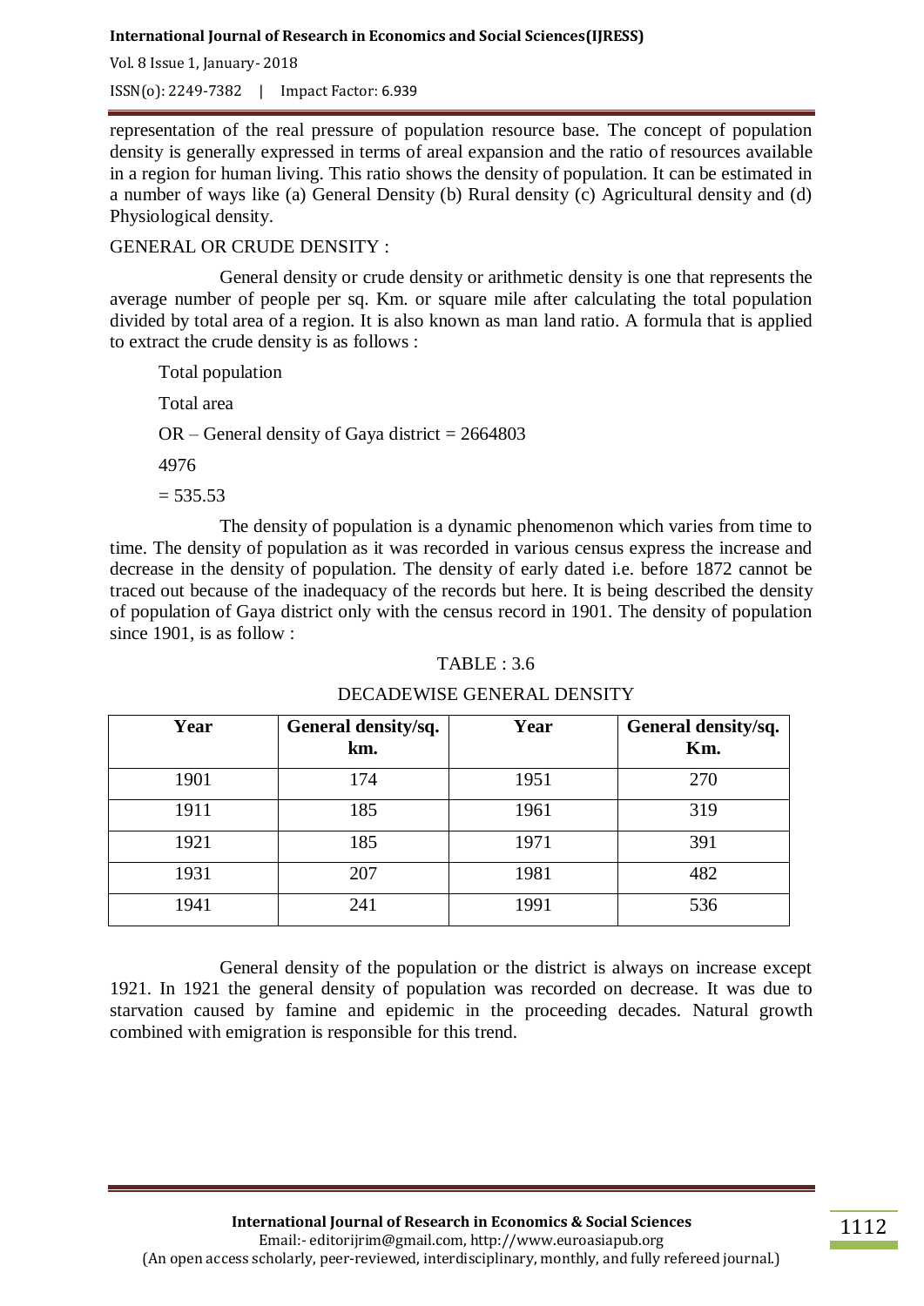representation of the real pressure of population resource base. The concept of population density is generally expressed in terms of areal expansion and the ratio of resources available in a region for human living. This ratio shows the density of population. It can be estimated in a number of ways like (a) General Density (b) Rural density (c) Agricultural density and (d) Physiological density.

GENERAL OR CRUDE DENSITY :

General density or crude density or arithmetic density is one that represents the average number of people per sq. Km. or square mile after calculating the total population divided by total area of a region. It is also known as man land ratio. A formula that is applied to extract the crude density is as follows :

Total population

Total area

OR – General density of Gaya district = 2664803

4976

= 535.53

The density of population is a dynamic phenomenon which varies from time to time. The density of population as it was recorded in various census express the increase and decrease in the density of population. The density of early dated i.e. before 1872 cannot be traced out because of the inadequacy of the records but here. It is being described the density of population of Gaya district only with the census record in 1901. The density of population since 1901, is as follow :

TABLE : 3.6

DECADEWISE GENERAL DENSITY

| Year | General density/sq. km. | Year | General density/sq. Km. |
|---|---|---|---|
| 1901 | 174 | 1951 | 270 |
| 1911 | 185 | 1961 | 319 |
| 1921 | 185 | 1971 | 391 |
| 1931 | 207 | 1981 | 482 |
| 1941 | 241 | 1991 | 536 |

General density of the population or the district is always on increase except 1921. In 1921 the general density of population was recorded on decrease. It was due to starvation caused by famine and epidemic in the proceeding decades. Natural growth combined with emigration is responsible for this trend.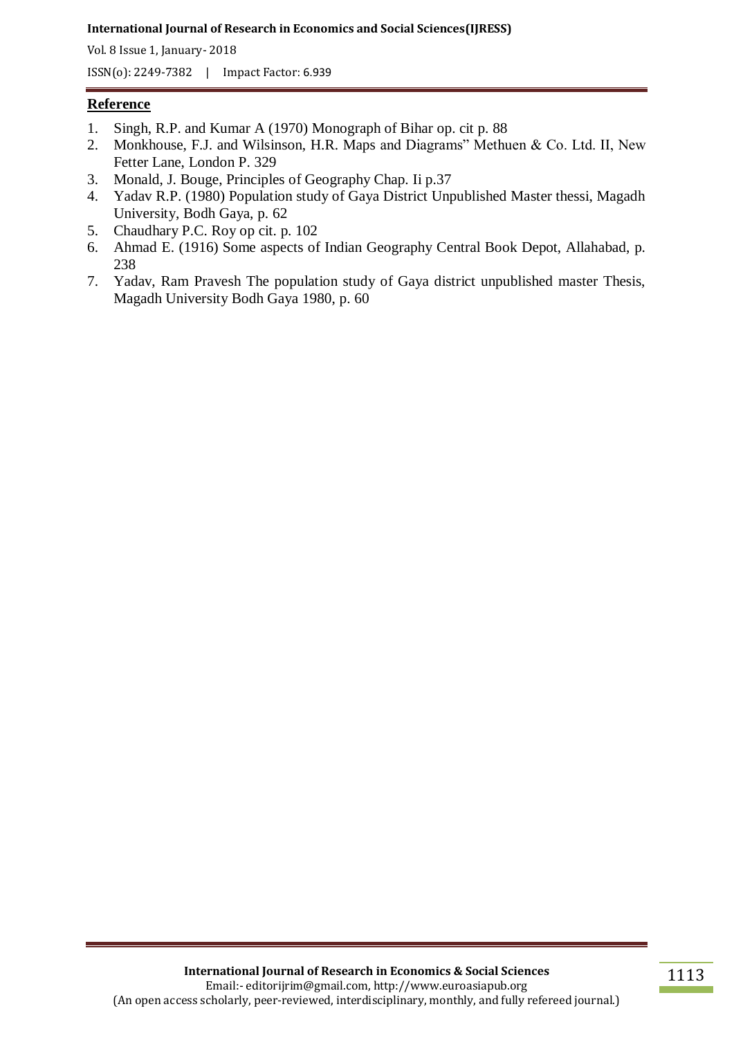**Reference**

1. Singh, R.P. and Kumar A (1970) Monograph of Bihar op. cit p. 88
2. Monkhouse, F.J. and Wilsinson, H.R. Maps and Diagrams" Methuen & Co. Ltd. II, New Fetter Lane, London P. 329
3. Monald, J. Bouge, Principles of Geography Chap. Ii p.37
4. Yadav R.P. (1980) Population study of Gaya District Unpublished Master thessi, Magadh University, Bodh Gaya, p. 62
5. Chaudhary P.C. Roy op cit. p. 102
6. Ahmad E. (1916) Some aspects of Indian Geography Central Book Depot, Allahabad, p. 238
7. Yadav, Ram Pravesh The population study of Gaya district unpublished master Thesis, Magadh University Bodh Gaya 1980, p. 60